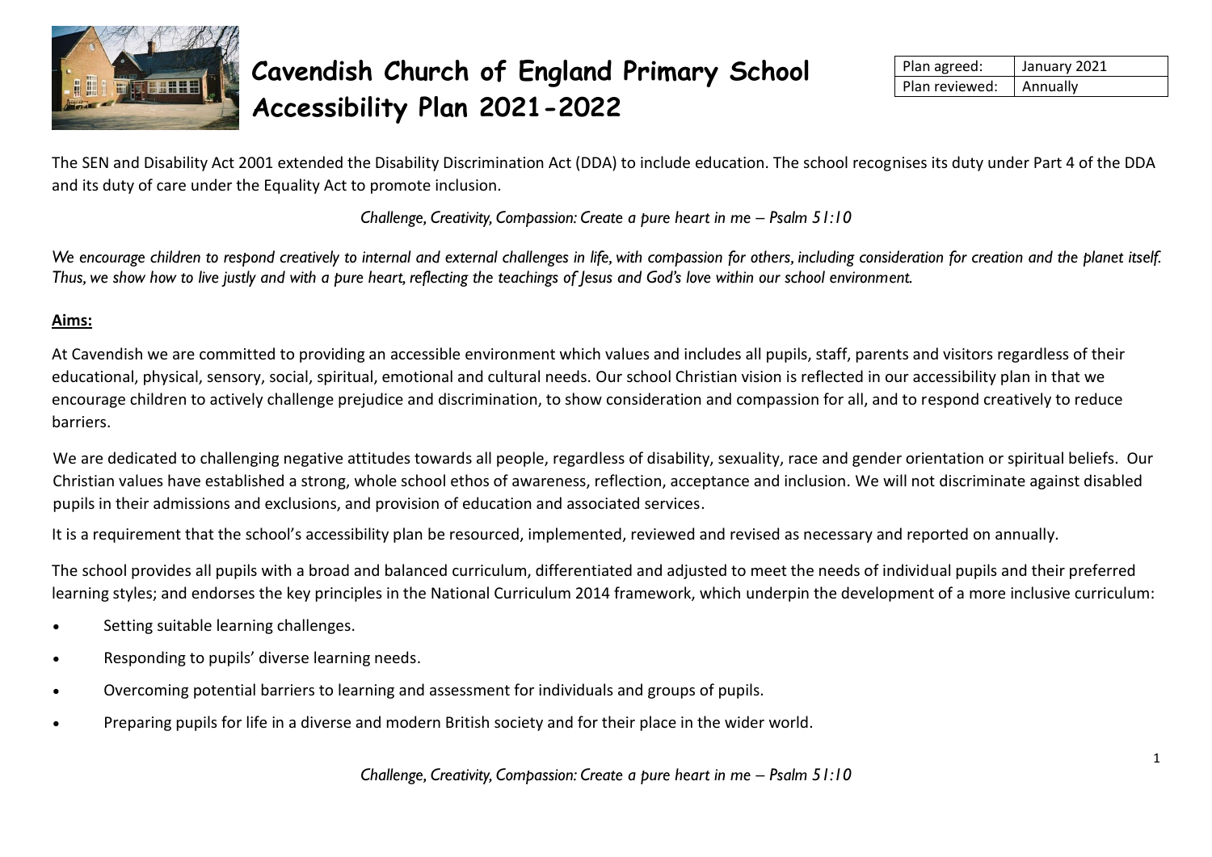# Cavendish Church of England Primary School Accessibility Plan 2021-2022

| Plan agreed: | January 2021 |
|---|---|
| Plan reviewed: | Annually |

The SEN and Disability Act 2001 extended the Disability Discrimination Act (DDA) to include education. The school recognises its duty under Part 4 of the DDA and its duty of care under the Equality Act to promote inclusion.

*Challenge, Creativity, Compassion: Create a pure heart in me – Psalm 51:10*

*We encourage children to respond creatively to internal and external challenges in life, with compassion for others, including consideration for creation and the planet itself. Thus, we show how to live justly and with a pure heart, reflecting the teachings of Jesus and God's love within our school environment.*

**Aims:**

At Cavendish we are committed to providing an accessible environment which values and includes all pupils, staff, parents and visitors regardless of their educational, physical, sensory, social, spiritual, emotional and cultural needs. Our school Christian vision is reflected in our accessibility plan in that we encourage children to actively challenge prejudice and discrimination, to show consideration and compassion for all, and to respond creatively to reduce barriers.

We are dedicated to challenging negative attitudes towards all people, regardless of disability, sexuality, race and gender orientation or spiritual beliefs. Our Christian values have established a strong, whole school ethos of awareness, reflection, acceptance and inclusion. We will not discriminate against disabled pupils in their admissions and exclusions, and provision of education and associated services.

It is a requirement that the school's accessibility plan be resourced, implemented, reviewed and revised as necessary and reported on annually.

The school provides all pupils with a broad and balanced curriculum, differentiated and adjusted to meet the needs of individual pupils and their preferred learning styles; and endorses the key principles in the National Curriculum 2014 framework, which underpin the development of a more inclusive curriculum:

- Setting suitable learning challenges.
- Responding to pupils' diverse learning needs.
- Overcoming potential barriers to learning and assessment for individuals and groups of pupils.
- Preparing pupils for life in a diverse and modern British society and for their place in the wider world.

*Challenge, Creativity, Compassion: Create a pure heart in me – Psalm 51:10*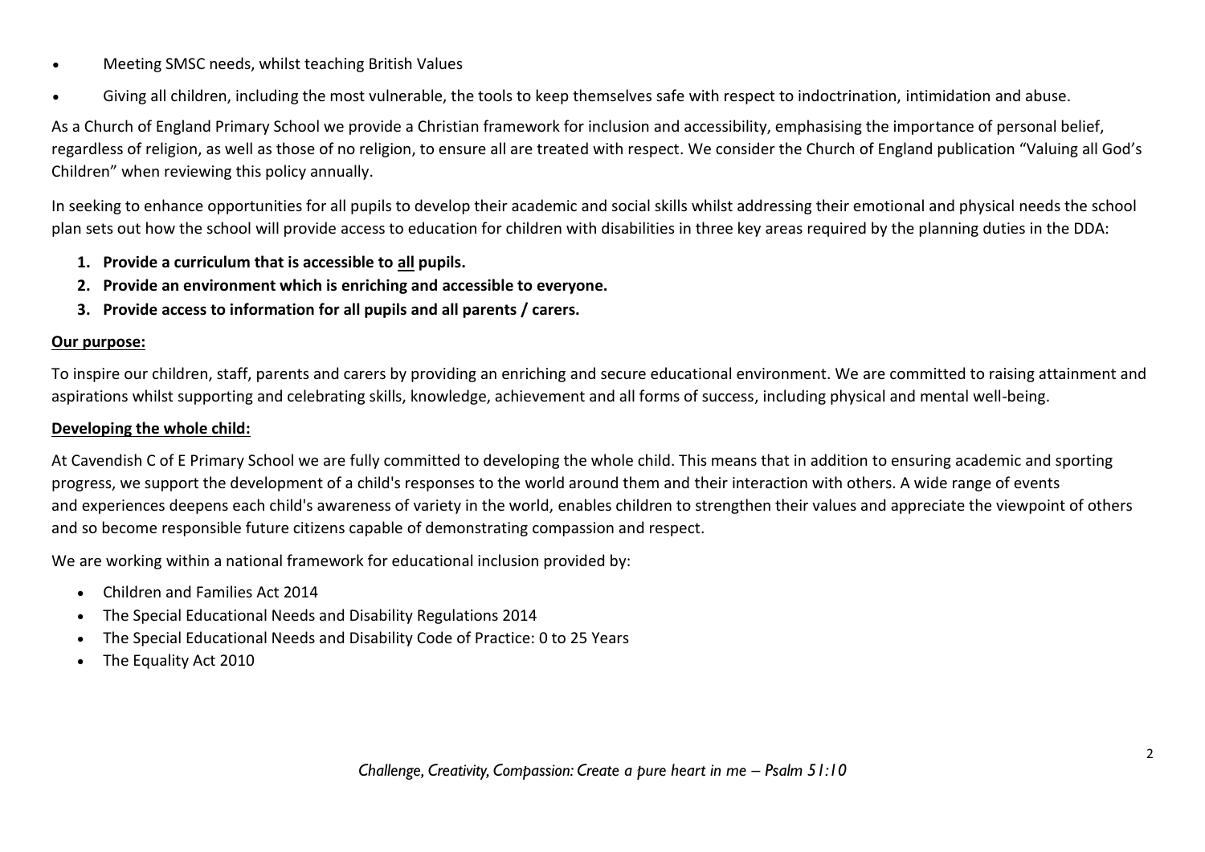- Meeting SMSC needs, whilst teaching British Values
- Giving all children, including the most vulnerable, the tools to keep themselves safe with respect to indoctrination, intimidation and abuse.

As a Church of England Primary School we provide a Christian framework for inclusion and accessibility, emphasising the importance of personal belief, regardless of religion, as well as those of no religion, to ensure all are treated with respect. We consider the Church of England publication "Valuing all God's Children" when reviewing this policy annually.

In seeking to enhance opportunities for all pupils to develop their academic and social skills whilst addressing their emotional and physical needs the school plan sets out how the school will provide access to education for children with disabilities in three key areas required by the planning duties in the DDA:

1. **Provide a curriculum that is accessible to <u>all</u> pupils.**
2. **Provide an environment which is enriching and accessible to everyone.**
3. **Provide access to information for all pupils and all parents / carers.**

**<u>Our purpose:</u>**

To inspire our children, staff, parents and carers by providing an enriching and secure educational environment. We are committed to raising attainment and aspirations whilst supporting and celebrating skills, knowledge, achievement and all forms of success, including physical and mental well-being.

**<u>Developing the whole child:</u>**

At Cavendish C of E Primary School we are fully committed to developing the whole child. This means that in addition to ensuring academic and sporting progress, we support the development of a child's responses to the world around them and their interaction with others. A wide range of events and experiences deepens each child's awareness of variety in the world, enables children to strengthen their values and appreciate the viewpoint of others and so become responsible future citizens capable of demonstrating compassion and respect.

We are working within a national framework for educational inclusion provided by:

- Children and Families Act 2014
- The Special Educational Needs and Disability Regulations 2014
- The Special Educational Needs and Disability Code of Practice: 0 to 25 Years
- The Equality Act 2010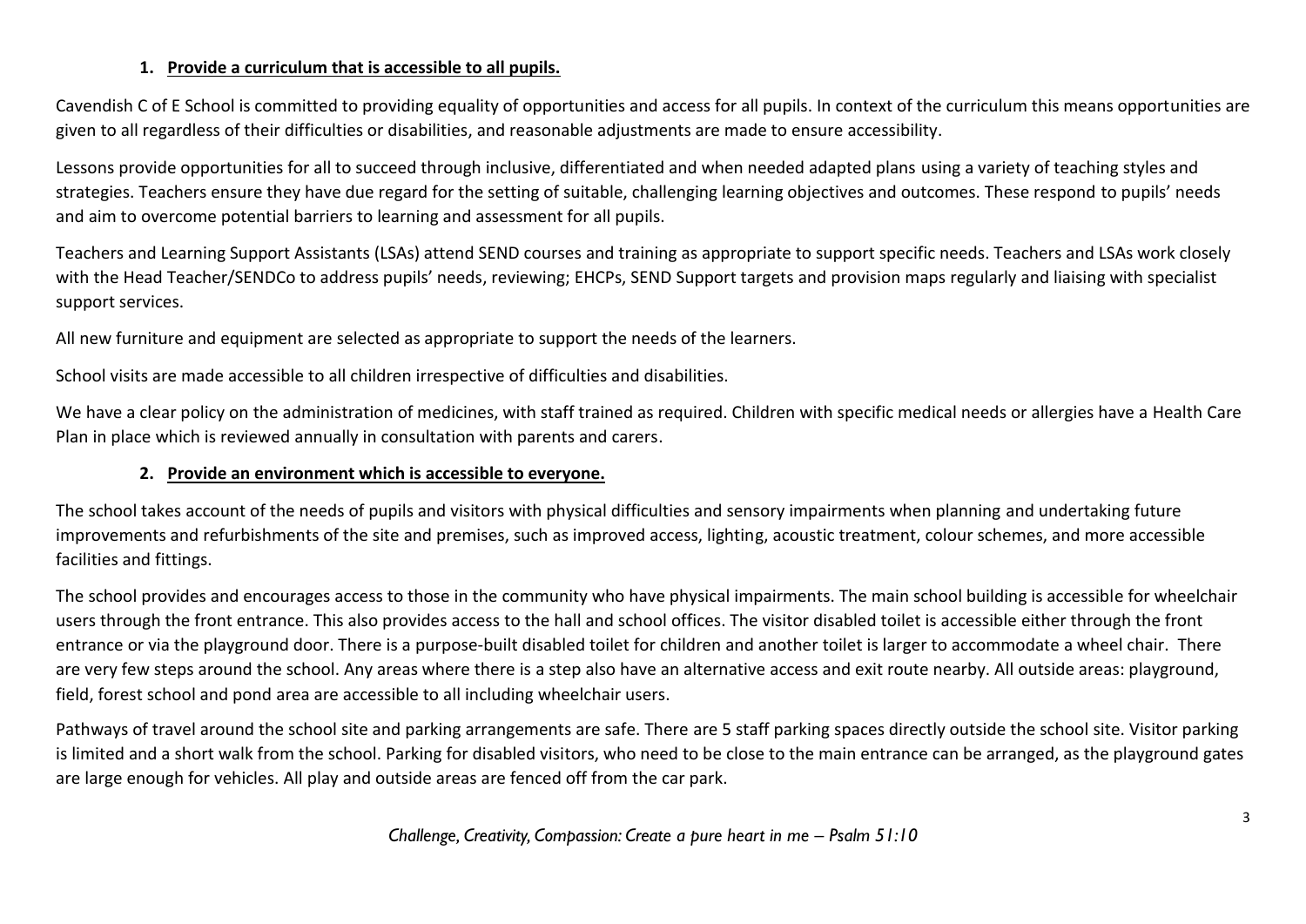1. **Provide a curriculum that is accessible to all pupils.**

Cavendish C of E School is committed to providing equality of opportunities and access for all pupils. In context of the curriculum this means opportunities are given to all regardless of their difficulties or disabilities, and reasonable adjustments are made to ensure accessibility.

Lessons provide opportunities for all to succeed through inclusive, differentiated and when needed adapted plans using a variety of teaching styles and strategies. Teachers ensure they have due regard for the setting of suitable, challenging learning objectives and outcomes. These respond to pupils' needs and aim to overcome potential barriers to learning and assessment for all pupils.

Teachers and Learning Support Assistants (LSAs) attend SEND courses and training as appropriate to support specific needs. Teachers and LSAs work closely with the Head Teacher/SENDCo to address pupils' needs, reviewing; EHCPs, SEND Support targets and provision maps regularly and liaising with specialist support services.

All new furniture and equipment are selected as appropriate to support the needs of the learners.

School visits are made accessible to all children irrespective of difficulties and disabilities.

We have a clear policy on the administration of medicines, with staff trained as required. Children with specific medical needs or allergies have a Health Care Plan in place which is reviewed annually in consultation with parents and carers.

2. **Provide an environment which is accessible to everyone.**

The school takes account of the needs of pupils and visitors with physical difficulties and sensory impairments when planning and undertaking future improvements and refurbishments of the site and premises, such as improved access, lighting, acoustic treatment, colour schemes, and more accessible facilities and fittings.

The school provides and encourages access to those in the community who have physical impairments. The main school building is accessible for wheelchair users through the front entrance. This also provides access to the hall and school offices. The visitor disabled toilet is accessible either through the front entrance or via the playground door. There is a purpose-built disabled toilet for children and another toilet is larger to accommodate a wheel chair. There are very few steps around the school. Any areas where there is a step also have an alternative access and exit route nearby. All outside areas: playground, field, forest school and pond area are accessible to all including wheelchair users.

Pathways of travel around the school site and parking arrangements are safe. There are 5 staff parking spaces directly outside the school site. Visitor parking is limited and a short walk from the school. Parking for disabled visitors, who need to be close to the main entrance can be arranged, as the playground gates are large enough for vehicles. All play and outside areas are fenced off from the car park.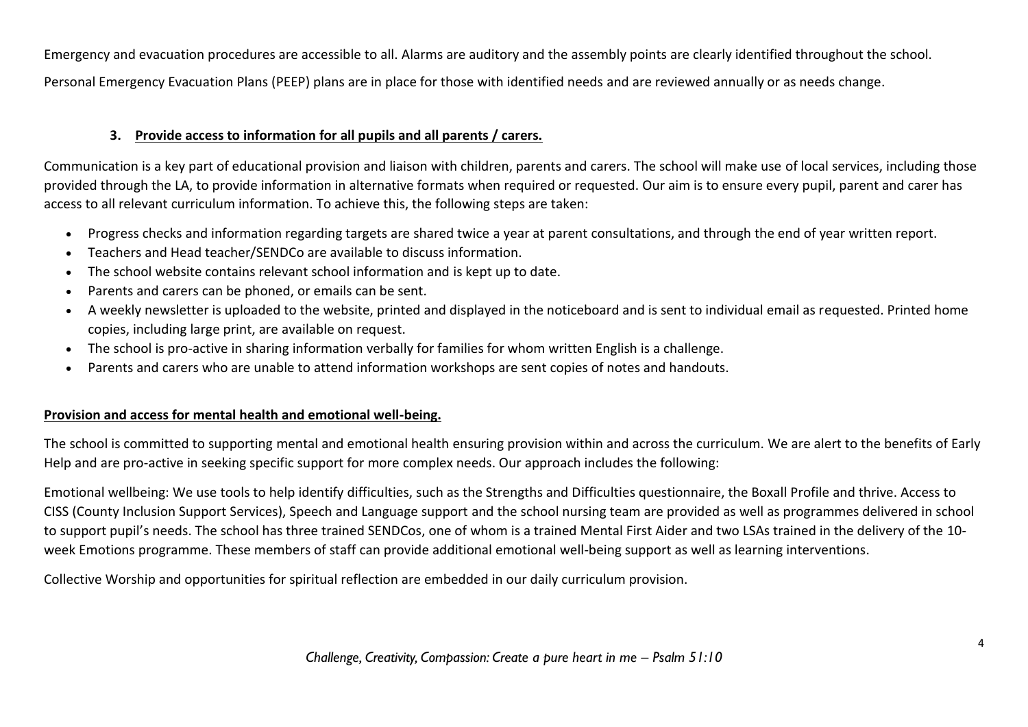Emergency and evacuation procedures are accessible to all. Alarms are auditory and the assembly points are clearly identified throughout the school.

Personal Emergency Evacuation Plans (PEEP) plans are in place for those with identified needs and are reviewed annually or as needs change.

### 3. Provide access to information for all pupils and all parents / carers.

Communication is a key part of educational provision and liaison with children, parents and carers. The school will make use of local services, including those provided through the LA, to provide information in alternative formats when required or requested. Our aim is to ensure every pupil, parent and carer has access to all relevant curriculum information. To achieve this, the following steps are taken:

- Progress checks and information regarding targets are shared twice a year at parent consultations, and through the end of year written report.
- Teachers and Head teacher/SENDCo are available to discuss information.
- The school website contains relevant school information and is kept up to date.
- Parents and carers can be phoned, or emails can be sent.
- A weekly newsletter is uploaded to the website, printed and displayed in the noticeboard and is sent to individual email as requested. Printed home copies, including large print, are available on request.
- The school is pro-active in sharing information verbally for families for whom written English is a challenge.
- Parents and carers who are unable to attend information workshops are sent copies of notes and handouts.

### Provision and access for mental health and emotional well-being.

The school is committed to supporting mental and emotional health ensuring provision within and across the curriculum. We are alert to the benefits of Early Help and are pro-active in seeking specific support for more complex needs. Our approach includes the following:

Emotional wellbeing: We use tools to help identify difficulties, such as the Strengths and Difficulties questionnaire, the Boxall Profile and thrive. Access to CISS (County Inclusion Support Services), Speech and Language support and the school nursing team are provided as well as programmes delivered in school to support pupil's needs. The school has three trained SENDCos, one of whom is a trained Mental First Aider and two LSAs trained in the delivery of the 10-week Emotions programme. These members of staff can provide additional emotional well-being support as well as learning interventions.

Collective Worship and opportunities for spiritual reflection are embedded in our daily curriculum provision.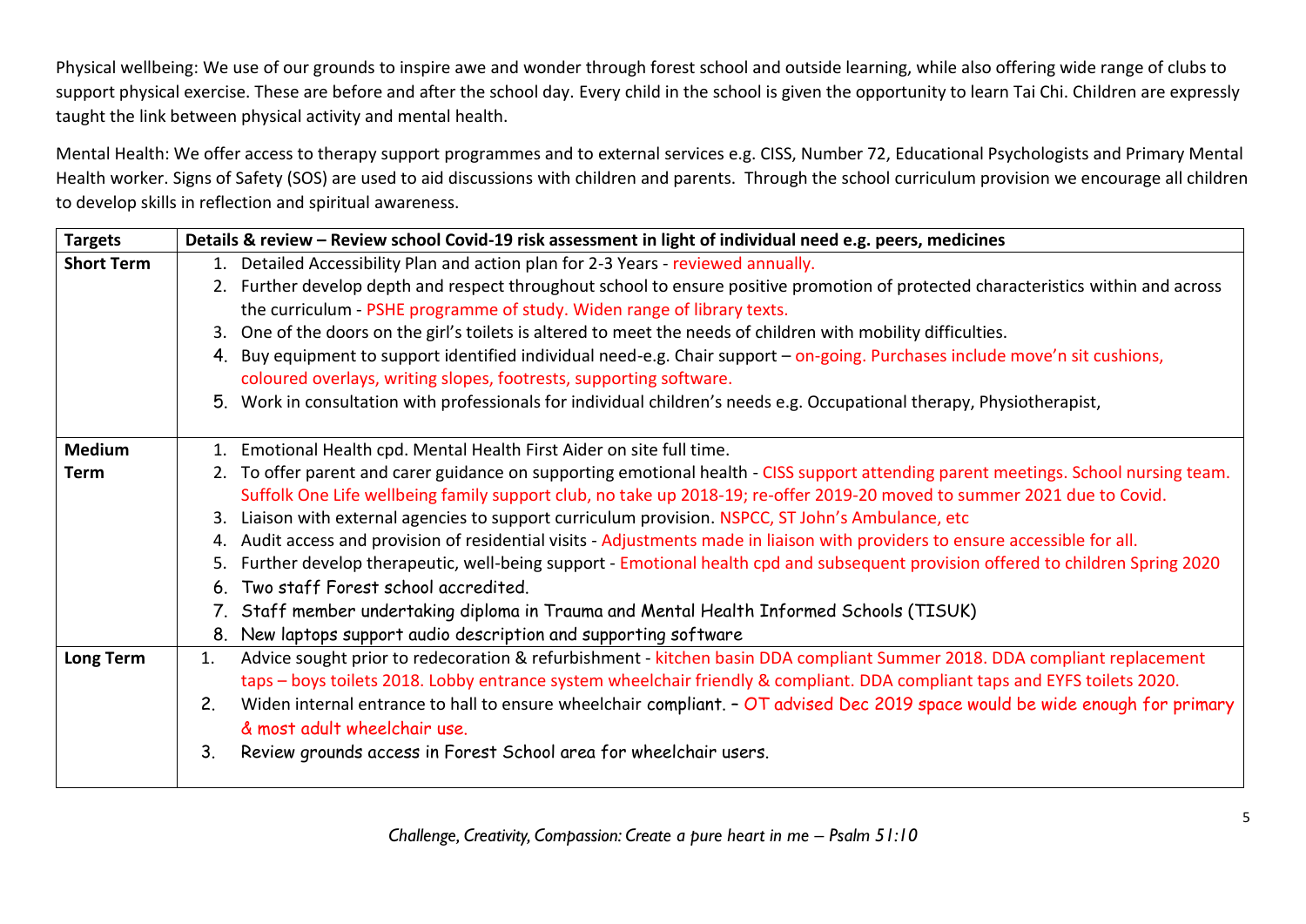Physical wellbeing: We use of our grounds to inspire awe and wonder through forest school and outside learning, while also offering wide range of clubs to support physical exercise. These are before and after the school day. Every child in the school is given the opportunity to learn Tai Chi. Children are expressly taught the link between physical activity and mental health.

Mental Health: We offer access to therapy support programmes and to external services e.g. CISS, Number 72, Educational Psychologists and Primary Mental Health worker. Signs of Safety (SOS) are used to aid discussions with children and parents. Through the school curriculum provision we encourage all children to develop skills in reflection and spiritual awareness.

| **Targets** | **Details & review – Review school Covid-19 risk assessment in light of individual need e.g. peers, medicines** |
|---|---|
| **Short Term** | 1. Detailed Accessibility Plan and action plan for 2-3 Years - reviewed annually.<br>2. Further develop depth and respect throughout school to ensure positive promotion of protected characteristics within and across the curriculum - PSHE programme of study. Widen range of library texts.<br>3. One of the doors on the girl's toilets is altered to meet the needs of children with mobility difficulties.<br>4. Buy equipment to support identified individual need-e.g. Chair support – on-going. Purchases include move'n sit cushions, coloured overlays, writing slopes, footrests, supporting software.<br>5. Work in consultation with professionals for individual children's needs e.g. Occupational therapy, Physiotherapist, |
| **Medium Term** | 1. Emotional Health cpd. Mental Health First Aider on site full time.<br>2. To offer parent and carer guidance on supporting emotional health - CISS support attending parent meetings. School nursing team. Suffolk One Life wellbeing family support club, no take up 2018-19; re-offer 2019-20 moved to summer 2021 due to Covid.<br>3. Liaison with external agencies to support curriculum provision. NSPCC, ST John's Ambulance, etc<br>4. Audit access and provision of residential visits - Adjustments made in liaison with providers to ensure accessible for all.<br>5. Further develop therapeutic, well-being support - Emotional health cpd and subsequent provision offered to children Spring 2020<br>6. Two staff Forest school accredited.<br>7. Staff member undertaking diploma in Trauma and Mental Health Informed Schools (TISUK)<br>8. New laptops support audio description and supporting software |
| **Long Term** | 1. Advice sought prior to redecoration & refurbishment - kitchen basin DDA compliant Summer 2018. DDA compliant replacement taps – boys toilets 2018. Lobby entrance system wheelchair friendly & compliant. DDA compliant taps and EYFS toilets 2020.<br>2. Widen internal entrance to hall to ensure wheelchair compliant. – OT advised Dec 2019 space would be wide enough for primary & most adult wheelchair use.<br>3. Review grounds access in Forest School area for wheelchair users. |

*Challenge, Creativity, Compassion: Create a pure heart in me – Psalm 51:10*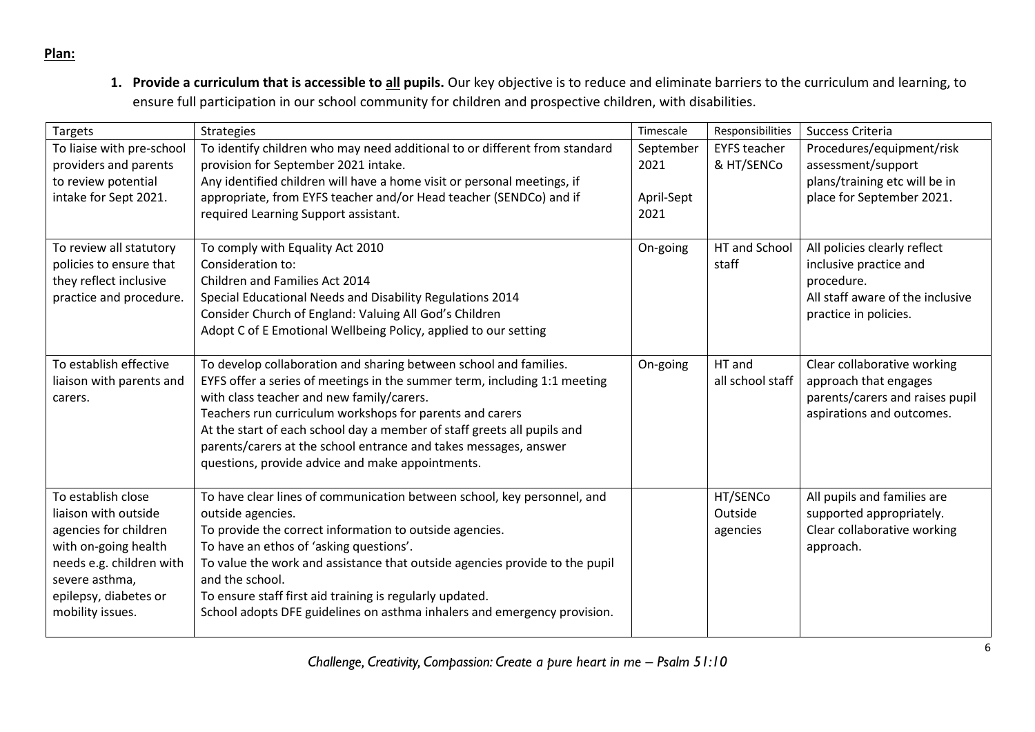**Plan:**

1. **Provide a curriculum that is accessible to <u>all</u> pupils.** Our key objective is to reduce and eliminate barriers to the curriculum and learning, to ensure full participation in our school community for children and prospective children, with disabilities.

| Targets | Strategies | Timescale | Responsibilities | Success Criteria |
|---|---|---|---|---|
| To liaise with pre-school providers and parents to review potential intake for Sept 2021. | To identify children who may need additional to or different from standard provision for September 2021 intake.<br>Any identified children will have a home visit or personal meetings, if appropriate, from EYFS teacher and/or Head teacher (SENDCo) and if required Learning Support assistant. | September 2021<br><br>April-Sept 2021 | EYFS teacher & HT/SENCo | Procedures/equipment/risk assessment/support plans/training etc will be in place for September 2021. |
| To review all statutory policies to ensure that they reflect inclusive practice and procedure. | To comply with Equality Act 2010<br>Consideration to:<br>Children and Families Act 2014<br>Special Educational Needs and Disability Regulations 2014<br>Consider Church of England: Valuing All God's Children<br>Adopt C of E Emotional Wellbeing Policy, applied to our setting | On-going | HT and School staff | All policies clearly reflect inclusive practice and procedure.<br>All staff aware of the inclusive practice in policies. |
| To establish effective liaison with parents and carers. | To develop collaboration and sharing between school and families.<br>EYFS offer a series of meetings in the summer term, including 1:1 meeting with class teacher and new family/carers.<br>Teachers run curriculum workshops for parents and carers<br>At the start of each school day a member of staff greets all pupils and parents/carers at the school entrance and takes messages, answer questions, provide advice and make appointments. | On-going | HT and all school staff | Clear collaborative working approach that engages parents/carers and raises pupil aspirations and outcomes. |
| To establish close liaison with outside agencies for children with on-going health needs e.g. children with severe asthma, epilepsy, diabetes or mobility issues. | To have clear lines of communication between school, key personnel, and outside agencies.<br>To provide the correct information to outside agencies.<br>To have an ethos of 'asking questions'.<br>To value the work and assistance that outside agencies provide to the pupil and the school.<br>To ensure staff first aid training is regularly updated.<br>School adopts DFE guidelines on asthma inhalers and emergency provision. | | HT/SENCo<br>Outside agencies | All pupils and families are supported appropriately.<br>Clear collaborative working approach. |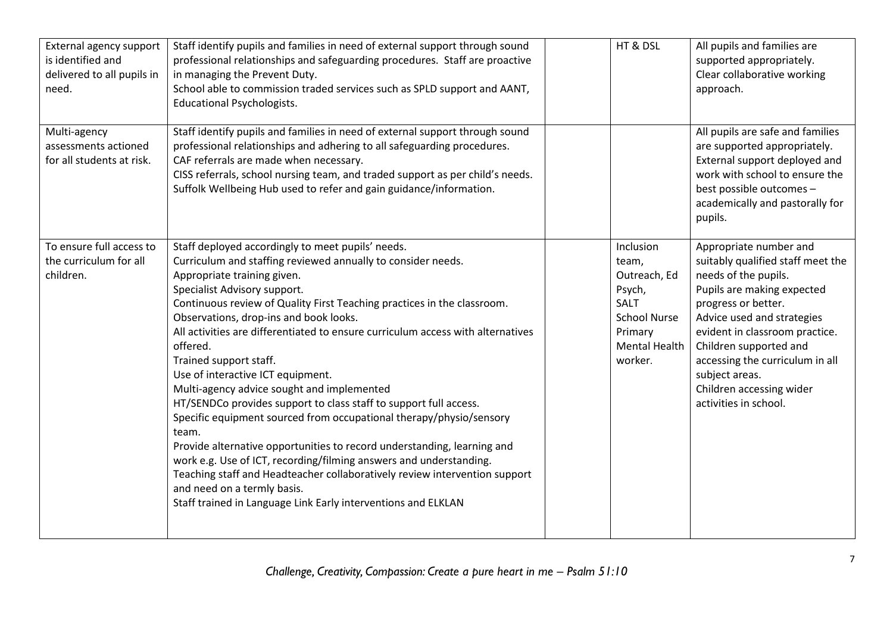| External agency support is identified and delivered to all pupils in need. | Staff identify pupils and families in need of external support through sound professional relationships and safeguarding procedures. Staff are proactive in managing the Prevent Duty.<br>School able to commission traded services such as SPLD support and AANT, Educational Psychologists. | | HT & DSL | All pupils and families are supported appropriately.<br>Clear collaborative working approach. |
|---|---|---|---|---|
| Multi-agency assessments actioned for all students at risk. | Staff identify pupils and families in need of external support through sound professional relationships and adhering to all safeguarding procedures.<br>CAF referrals are made when necessary.<br>CISS referrals, school nursing team, and traded support as per child's needs.<br>Suffolk Wellbeing Hub used to refer and gain guidance/information. | | | All pupils are safe and families are supported appropriately.<br>External support deployed and work with school to ensure the best possible outcomes – academically and pastorally for pupils. |
| To ensure full access to the curriculum for all children. | Staff deployed accordingly to meet pupils' needs.<br>Curriculum and staffing reviewed annually to consider needs.<br>Appropriate training given.<br>Specialist Advisory support.<br>Continuous review of Quality First Teaching practices in the classroom.<br>Observations, drop-ins and book looks.<br>All activities are differentiated to ensure curriculum access with alternatives offered.<br>Trained support staff.<br>Use of interactive ICT equipment.<br>Multi-agency advice sought and implemented<br>HT/SENDCo provides support to class staff to support full access.<br>Specific equipment sourced from occupational therapy/physio/sensory team.<br>Provide alternative opportunities to record understanding, learning and work e.g. Use of ICT, recording/filming answers and understanding.<br>Teaching staff and Headteacher collaboratively review intervention support and need on a termly basis.<br>Staff trained in Language Link Early interventions and ELKLAN | | Inclusion team, Outreach, Ed Psych, SALT School Nurse Primary Mental Health worker. | Appropriate number and suitably qualified staff meet the needs of the pupils.<br>Pupils are making expected progress or better.<br>Advice used and strategies evident in classroom practice.<br>Children supported and accessing the curriculum in all subject areas.<br>Children accessing wider activities in school. |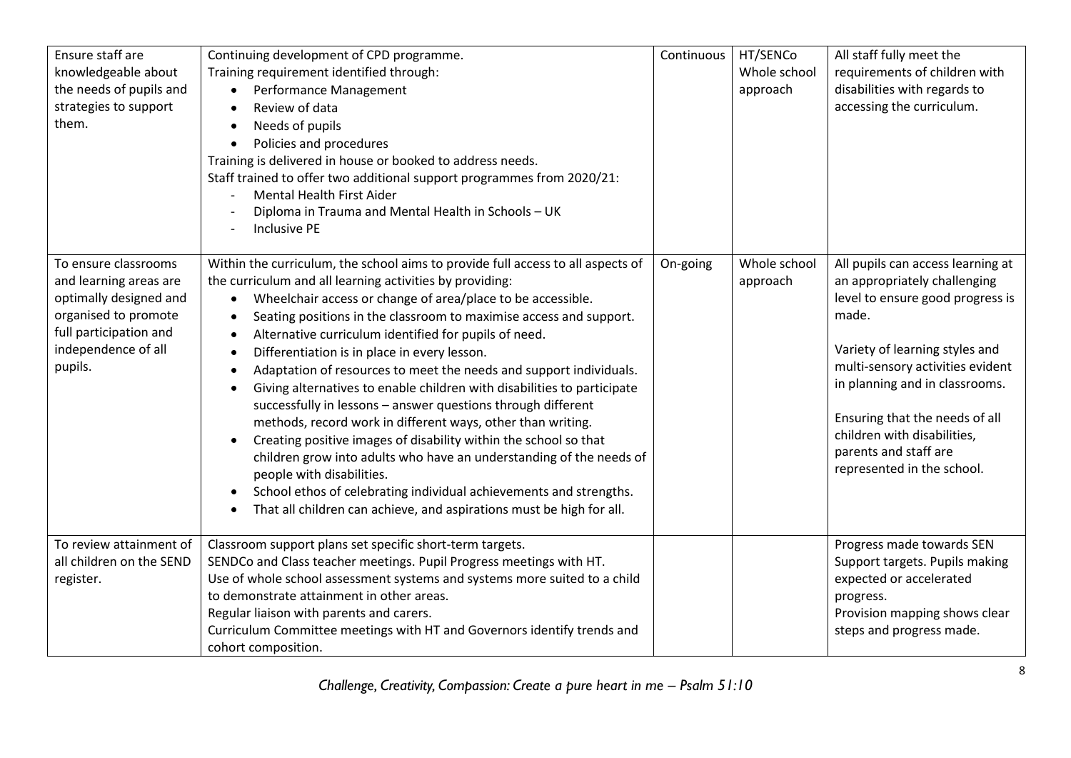| Ensure staff are knowledgeable about the needs of pupils and strategies to support them. | Continuing development of CPD programme.<br>Training requirement identified through:<br>• Performance Management<br>• Review of data<br>• Needs of pupils<br>• Policies and procedures<br>Training is delivered in house or booked to address needs.<br>Staff trained to offer two additional support programmes from 2020/21:<br>- Mental Health First Aider<br>- Diploma in Trauma and Mental Health in Schools – UK<br>- Inclusive PE | Continuous | HT/SENCo Whole school approach | All staff fully meet the requirements of children with disabilities with regards to accessing the curriculum. |
|---|---|---|---|---|
| To ensure classrooms and learning areas are optimally designed and organised to promote full participation and independence of all pupils. | Within the curriculum, the school aims to provide full access to all aspects of the curriculum and all learning activities by providing:<br>• Wheelchair access or change of area/place to be accessible.<br>• Seating positions in the classroom to maximise access and support.<br>• Alternative curriculum identified for pupils of need.<br>• Differentiation is in place in every lesson.<br>• Adaptation of resources to meet the needs and support individuals.<br>• Giving alternatives to enable children with disabilities to participate successfully in lessons – answer questions through different methods, record work in different ways, other than writing.<br>• Creating positive images of disability within the school so that children grow into adults who have an understanding of the needs of people with disabilities.<br>• School ethos of celebrating individual achievements and strengths.<br>• That all children can achieve, and aspirations must be high for all. | On-going | Whole school approach | All pupils can access learning at an appropriately challenging level to ensure good progress is made.<br><br>Variety of learning styles and multi-sensory activities evident in planning and in classrooms.<br><br>Ensuring that the needs of all children with disabilities, parents and staff are represented in the school. |
| To review attainment of all children on the SEND register. | Classroom support plans set specific short-term targets.<br>SENDCo and Class teacher meetings. Pupil Progress meetings with HT.<br>Use of whole school assessment systems and systems more suited to a child to demonstrate attainment in other areas.<br>Regular liaison with parents and carers.<br>Curriculum Committee meetings with HT and Governors identify trends and cohort composition. | | | Progress made towards SEN Support targets. Pupils making expected or accelerated progress.<br>Provision mapping shows clear steps and progress made. |

*Challenge, Creativity, Compassion: Create a pure heart in me – Psalm 51:10*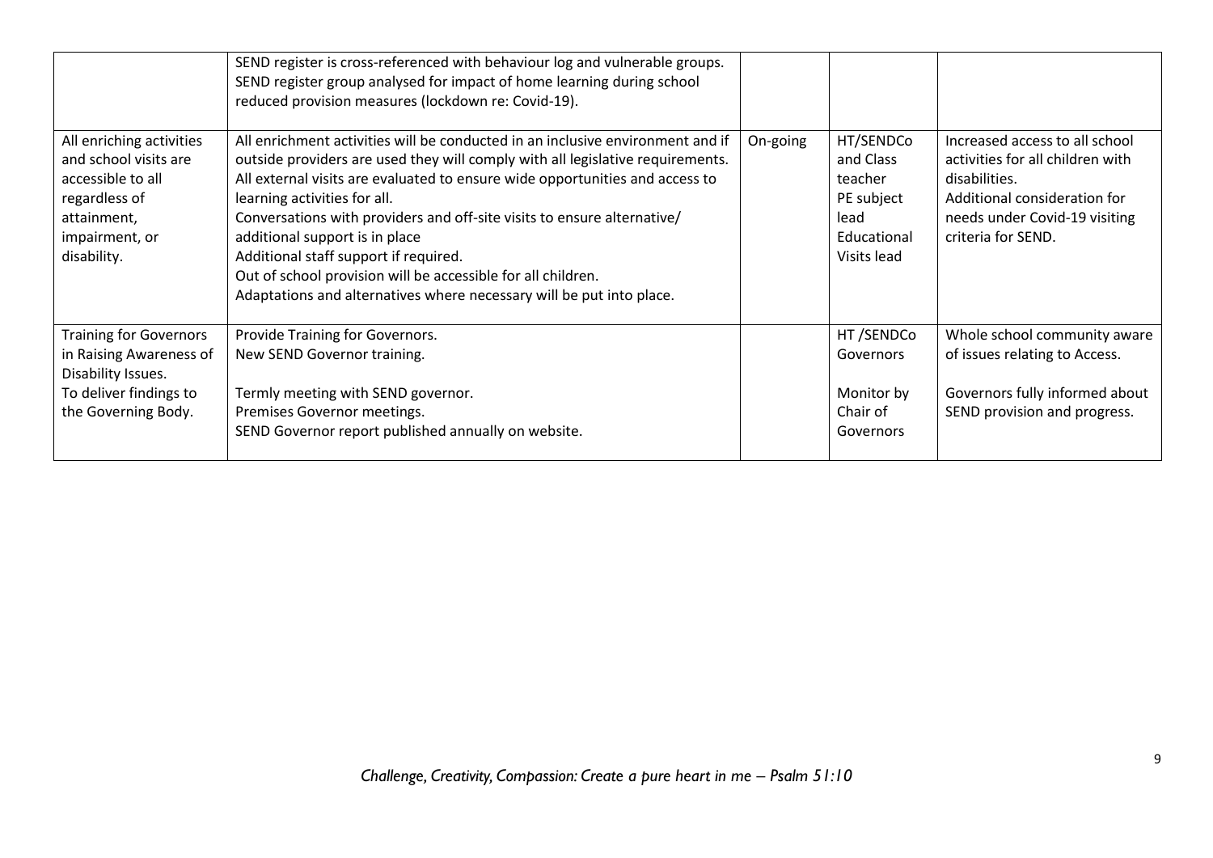| | | | | |
|---|---|---|---|---|
| | SEND register is cross-referenced with behaviour log and vulnerable groups.<br>SEND register group analysed for impact of home learning during school reduced provision measures (lockdown re: Covid-19). | | | |
| All enriching activities and school visits are accessible to all regardless of attainment, impairment, or disability. | All enrichment activities will be conducted in an inclusive environment and if outside providers are used they will comply with all legislative requirements.<br>All external visits are evaluated to ensure wide opportunities and access to learning activities for all.<br>Conversations with providers and off-site visits to ensure alternative/ additional support is in place<br>Additional staff support if required.<br>Out of school provision will be accessible for all children.<br>Adaptations and alternatives where necessary will be put into place. | On-going | HT/SENDCo and Class teacher<br>PE subject lead<br>Educational Visits lead | Increased access to all school activities for all children with disabilities.<br>Additional consideration for needs under Covid-19 visiting criteria for SEND. |
| Training for Governors in Raising Awareness of Disability Issues.<br>To deliver findings to the Governing Body. | Provide Training for Governors.<br>New SEND Governor training.<br><br>Termly meeting with SEND governor.<br>Premises Governor meetings.<br>SEND Governor report published annually on website. | | HT /SENDCo Governors<br><br>Monitor by Chair of Governors | Whole school community aware of issues relating to Access.<br><br>Governors fully informed about SEND provision and progress. |

*Challenge, Creativity, Compassion: Create a pure heart in me – Psalm 51:10*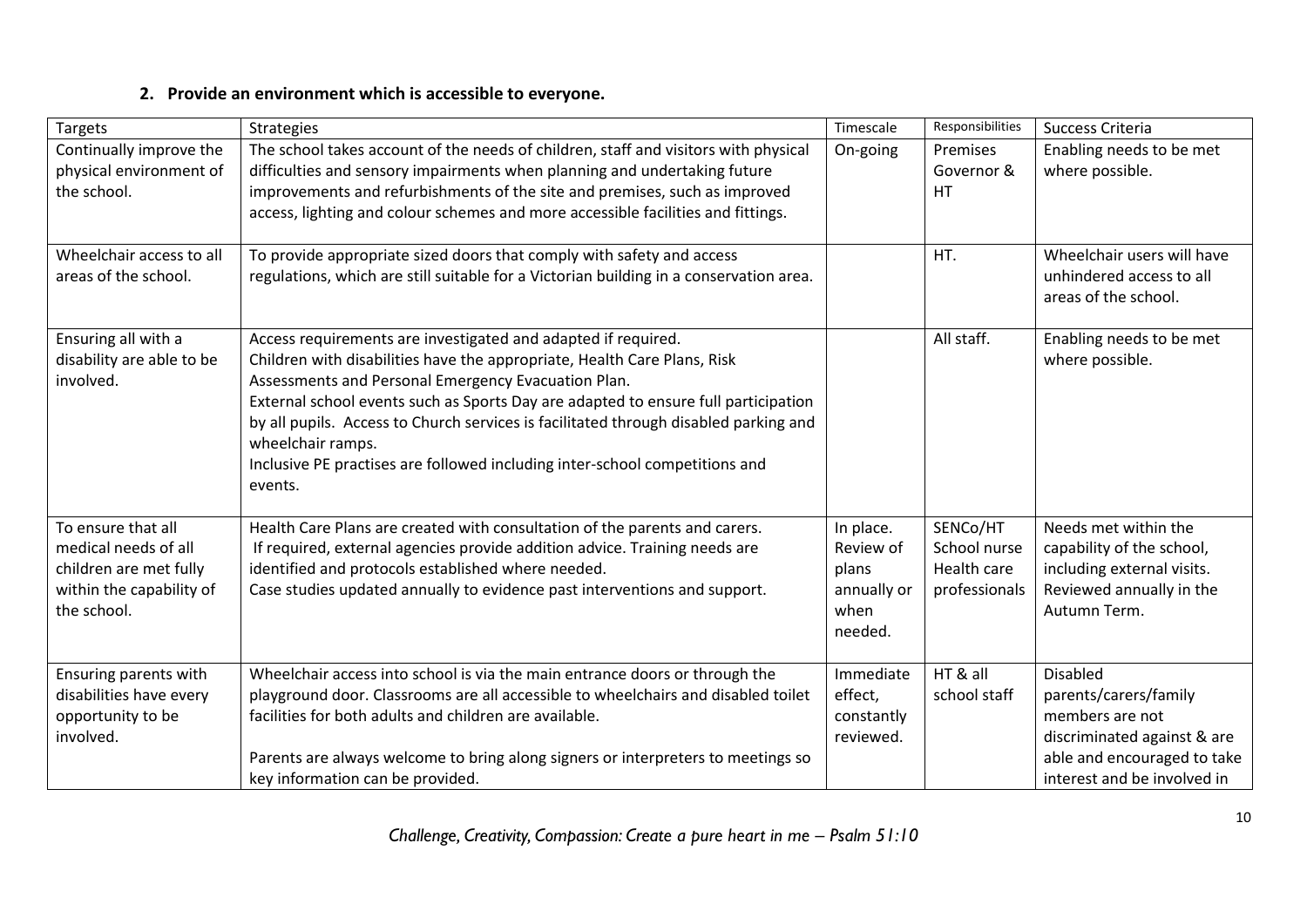## 2. Provide an environment which is accessible to everyone.

| Targets | Strategies | Timescale | Responsibilities | Success Criteria |
|---|---|---|---|---|
| Continually improve the physical environment of the school. | The school takes account of the needs of children, staff and visitors with physical difficulties and sensory impairments when planning and undertaking future improvements and refurbishments of the site and premises, such as improved access, lighting and colour schemes and more accessible facilities and fittings. | On-going | Premises Governor & HT | Enabling needs to be met where possible. |
| Wheelchair access to all areas of the school. | To provide appropriate sized doors that comply with safety and access regulations, which are still suitable for a Victorian building in a conservation area. | | HT. | Wheelchair users will have unhindered access to all areas of the school. |
| Ensuring all with a disability are able to be involved. | Access requirements are investigated and adapted if required.<br>Children with disabilities have the appropriate, Health Care Plans, Risk Assessments and Personal Emergency Evacuation Plan.<br>External school events such as Sports Day are adapted to ensure full participation by all pupils. Access to Church services is facilitated through disabled parking and wheelchair ramps.<br>Inclusive PE practises are followed including inter-school competitions and events. | | All staff. | Enabling needs to be met where possible. |
| To ensure that all medical needs of all children are met fully within the capability of the school. | Health Care Plans are created with consultation of the parents and carers.<br>If required, external agencies provide addition advice. Training needs are identified and protocols established where needed.<br>Case studies updated annually to evidence past interventions and support. | In place. Review of plans annually or when needed. | SENCo/HT School nurse Health care professionals | Needs met within the capability of the school, including external visits. Reviewed annually in the Autumn Term. |
| Ensuring parents with disabilities have every opportunity to be involved. | Wheelchair access into school is via the main entrance doors or through the playground door. Classrooms are all accessible to wheelchairs and disabled toilet facilities for both adults and children are available.<br><br>Parents are always welcome to bring along signers or interpreters to meetings so key information can be provided. | Immediate effect, constantly reviewed. | HT & all school staff | Disabled parents/carers/family members are not discriminated against & are able and encouraged to take interest and be involved in |

*Challenge, Creativity, Compassion: Create a pure heart in me – Psalm 51:10*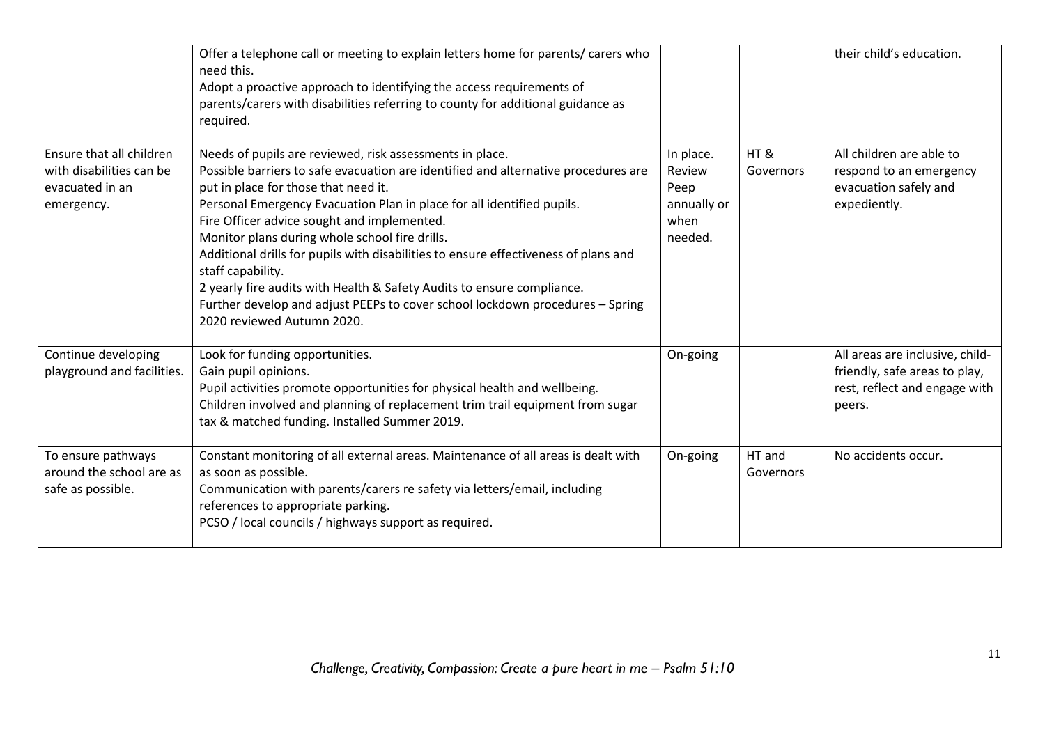| | | | | |
|---|---|---|---|---|
| | Offer a telephone call or meeting to explain letters home for parents/ carers who need this.<br>Adopt a proactive approach to identifying the access requirements of parents/carers with disabilities referring to county for additional guidance as required. | | | their child's education. |
| Ensure that all children with disabilities can be evacuated in an emergency. | Needs of pupils are reviewed, risk assessments in place.<br>Possible barriers to safe evacuation are identified and alternative procedures are put in place for those that need it.<br>Personal Emergency Evacuation Plan in place for all identified pupils.<br>Fire Officer advice sought and implemented.<br>Monitor plans during whole school fire drills.<br>Additional drills for pupils with disabilities to ensure effectiveness of plans and staff capability.<br>2 yearly fire audits with Health & Safety Audits to ensure compliance.<br>Further develop and adjust PEEPs to cover school lockdown procedures – Spring 2020 reviewed Autumn 2020. | In place. Review Peep annually or when needed. | HT & Governors | All children are able to respond to an emergency evacuation safely and expediently. |
| Continue developing playground and facilities. | Look for funding opportunities.<br>Gain pupil opinions.<br>Pupil activities promote opportunities for physical health and wellbeing.<br>Children involved and planning of replacement trim trail equipment from sugar tax & matched funding. Installed Summer 2019. | On-going | | All areas are inclusive, child-friendly, safe areas to play, rest, reflect and engage with peers. |
| To ensure pathways around the school are as safe as possible. | Constant monitoring of all external areas. Maintenance of all areas is dealt with as soon as possible.<br>Communication with parents/carers re safety via letters/email, including references to appropriate parking.<br>PCSO / local councils / highways support as required. | On-going | HT and Governors | No accidents occur. |

*Challenge, Creativity, Compassion: Create a pure heart in me – Psalm 51:10*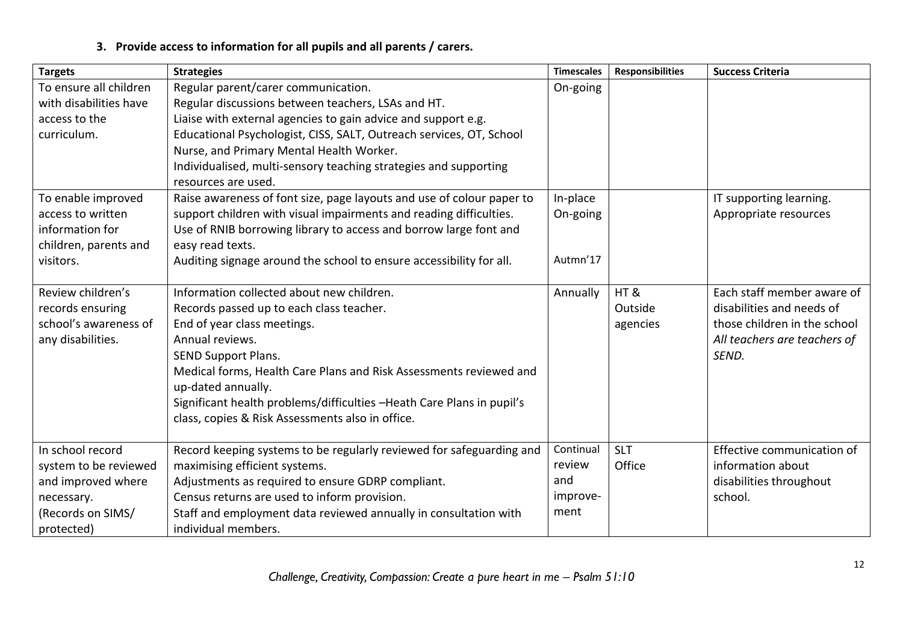### 3. Provide access to information for all pupils and all parents / carers.

| Targets | Strategies | Timescales | Responsibilities | Success Criteria |
| --- | --- | --- | --- | --- |
| To ensure all children with disabilities have access to the curriculum. | Regular parent/carer communication.<br>Regular discussions between teachers, LSAs and HT.<br>Liaise with external agencies to gain advice and support e.g. Educational Psychologist, CISS, SALT, Outreach services, OT, School Nurse, and Primary Mental Health Worker.<br>Individualised, multi-sensory teaching strategies and supporting resources are used. | On-going | | |
| To enable improved access to written information for children, parents and visitors. | Raise awareness of font size, page layouts and use of colour paper to support children with visual impairments and reading difficulties.<br>Use of RNIB borrowing library to access and borrow large font and easy read texts.<br>Auditing signage around the school to ensure accessibility for all. | In-place<br>On-going<br><br>Autmn'17 | | IT supporting learning.<br>Appropriate resources |
| Review children's records ensuring school's awareness of any disabilities. | Information collected about new children.<br>Records passed up to each class teacher.<br>End of year class meetings.<br>Annual reviews.<br>SEND Support Plans.<br>Medical forms, Health Care Plans and Risk Assessments reviewed and up-dated annually.<br>Significant health problems/difficulties –Heath Care Plans in pupil's class, copies & Risk Assessments also in office. | Annually | HT & Outside agencies | Each staff member aware of disabilities and needs of those children in the school<br>*All teachers are teachers of SEND.* |
| In school record system to be reviewed and improved where necessary. (Records on SIMS/ protected) | Record keeping systems to be regularly reviewed for safeguarding and maximising efficient systems.<br>Adjustments as required to ensure GDRP compliant.<br>Census returns are used to inform provision.<br>Staff and employment data reviewed annually in consultation with individual members. | Continual review and improve-ment | SLT<br>Office | Effective communication of information about disabilities throughout school. |

*Challenge, Creativity, Compassion: Create a pure heart in me – Psalm 51:10*